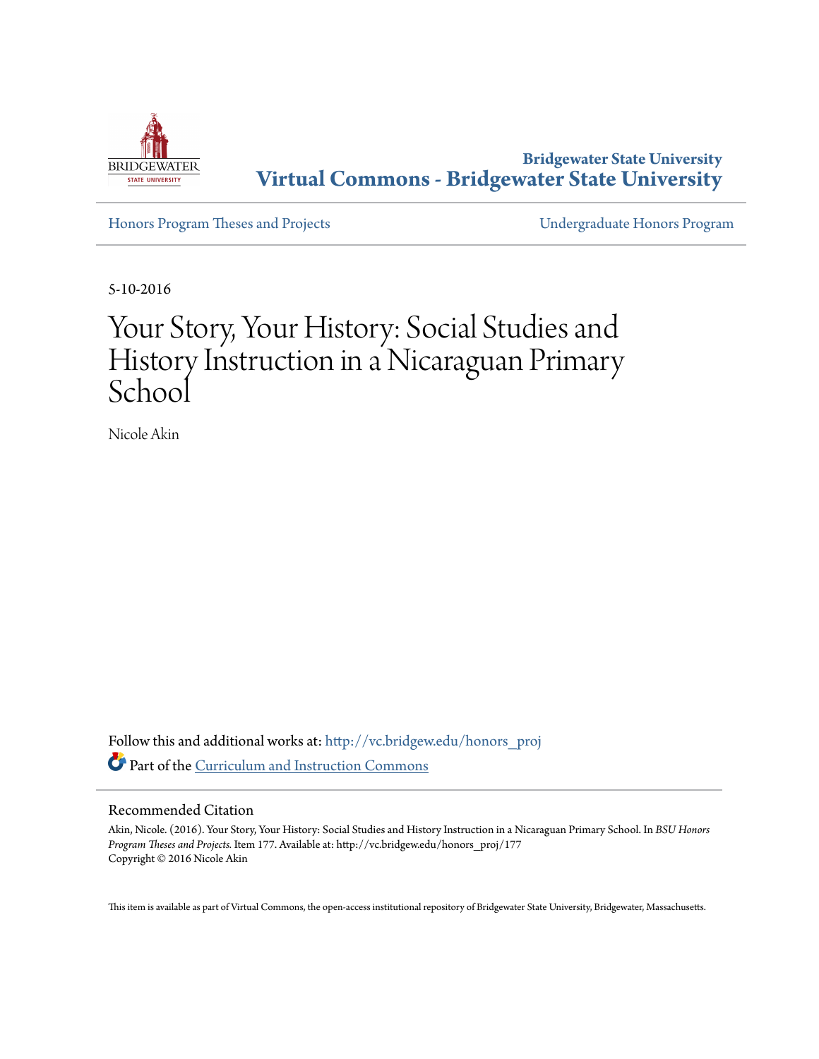Bridgewater State University

# Virtual Commons - Bridgewater State University

Honors Program Theses and Projects

Undergraduate Honors Program

5-10-2016

# Your Story, Your History: Social Studies and History Instruction in a Nicaraguan Primary School

Nicole Akin

Follow this and additional works at: http://vc.bridgew.edu/honors_proj

Part of the Curriculum and Instruction Commons

## Recommended Citation

Akin, Nicole. (2016). Your Story, Your History: Social Studies and History Instruction in a Nicaraguan Primary School. In *BSU Honors Program Theses and Projects.* Item 177. Available at: http://vc.bridgew.edu/honors_proj/177
Copyright © 2016 Nicole Akin

This item is available as part of Virtual Commons, the open-access institutional repository of Bridgewater State University, Bridgewater, Massachusetts.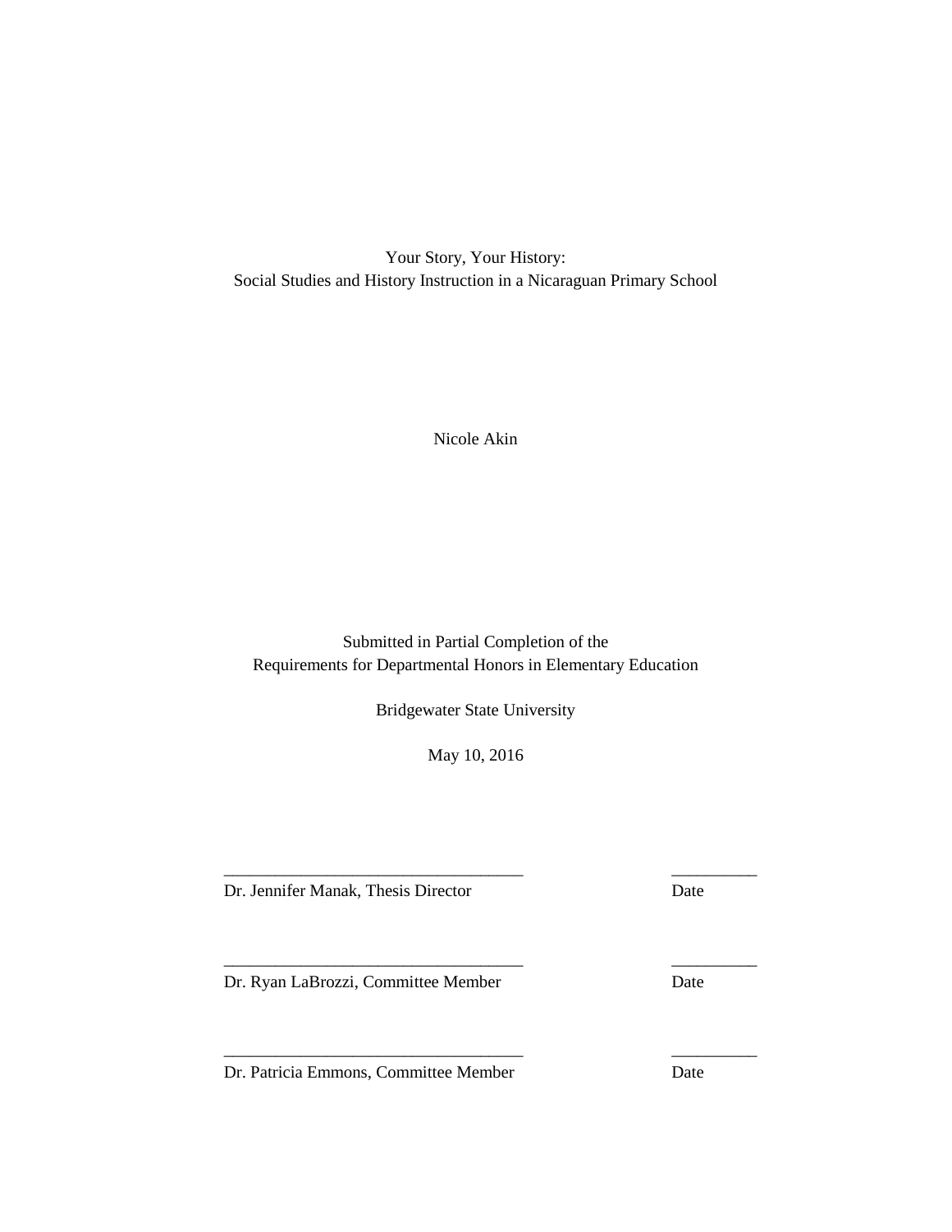# Your Story, Your History:
## Social Studies and History Instruction in a Nicaraguan Primary School

Nicole Akin

Submitted in Partial Completion of the
Requirements for Departmental Honors in Elementary Education

Bridgewater State University

May 10, 2016

___________________________________ __________
Dr. Jennifer Manak, Thesis Director Date

___________________________________ __________
Dr. Ryan LaBrozzi, Committee Member Date

___________________________________ __________
Dr. Patricia Emmons, Committee Member Date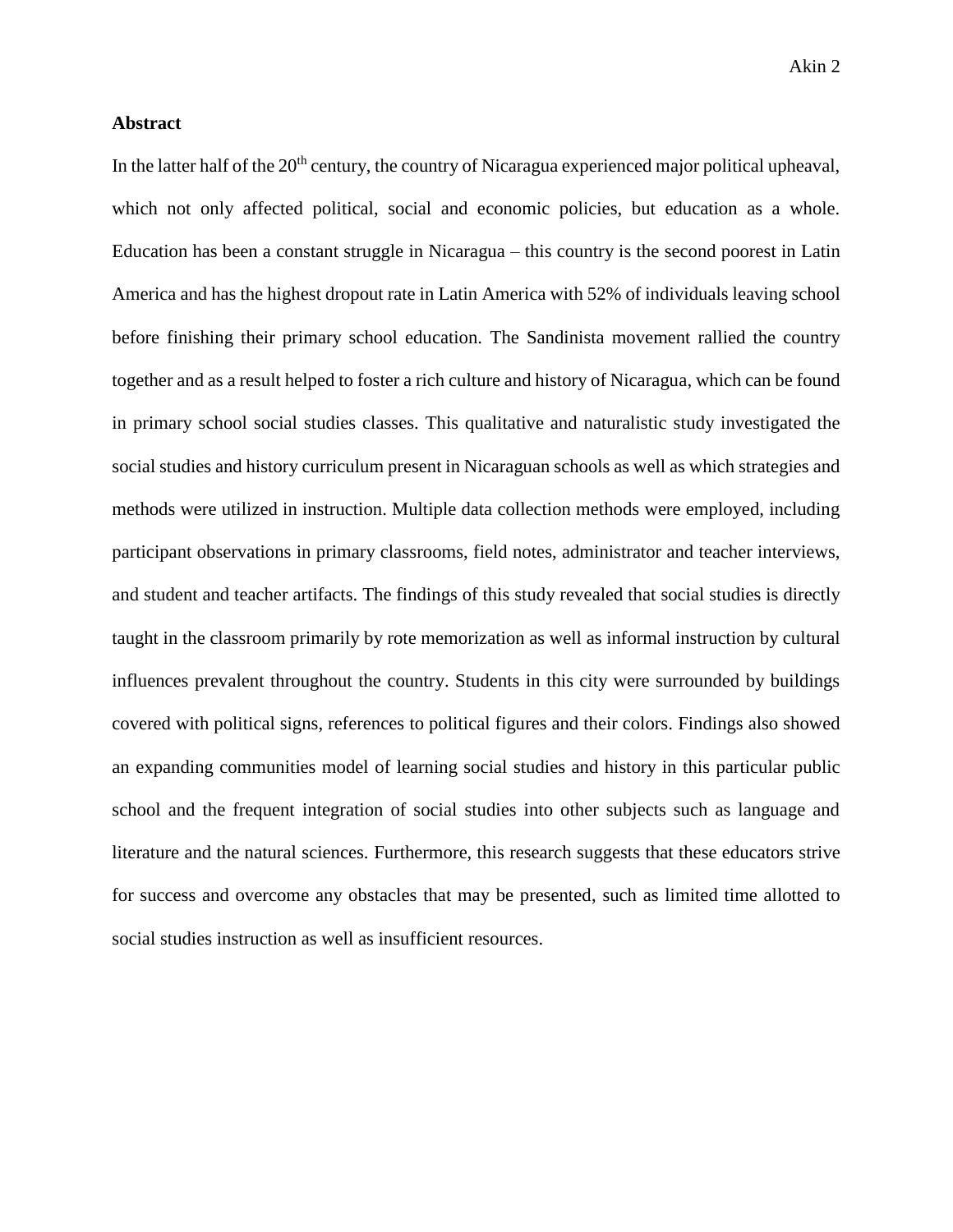## Abstract

In the latter half of the 20th century, the country of Nicaragua experienced major political upheaval, which not only affected political, social and economic policies, but education as a whole. Education has been a constant struggle in Nicaragua – this country is the second poorest in Latin America and has the highest dropout rate in Latin America with 52% of individuals leaving school before finishing their primary school education. The Sandinista movement rallied the country together and as a result helped to foster a rich culture and history of Nicaragua, which can be found in primary school social studies classes. This qualitative and naturalistic study investigated the social studies and history curriculum present in Nicaraguan schools as well as which strategies and methods were utilized in instruction. Multiple data collection methods were employed, including participant observations in primary classrooms, field notes, administrator and teacher interviews, and student and teacher artifacts. The findings of this study revealed that social studies is directly taught in the classroom primarily by rote memorization as well as informal instruction by cultural influences prevalent throughout the country. Students in this city were surrounded by buildings covered with political signs, references to political figures and their colors. Findings also showed an expanding communities model of learning social studies and history in this particular public school and the frequent integration of social studies into other subjects such as language and literature and the natural sciences. Furthermore, this research suggests that these educators strive for success and overcome any obstacles that may be presented, such as limited time allotted to social studies instruction as well as insufficient resources.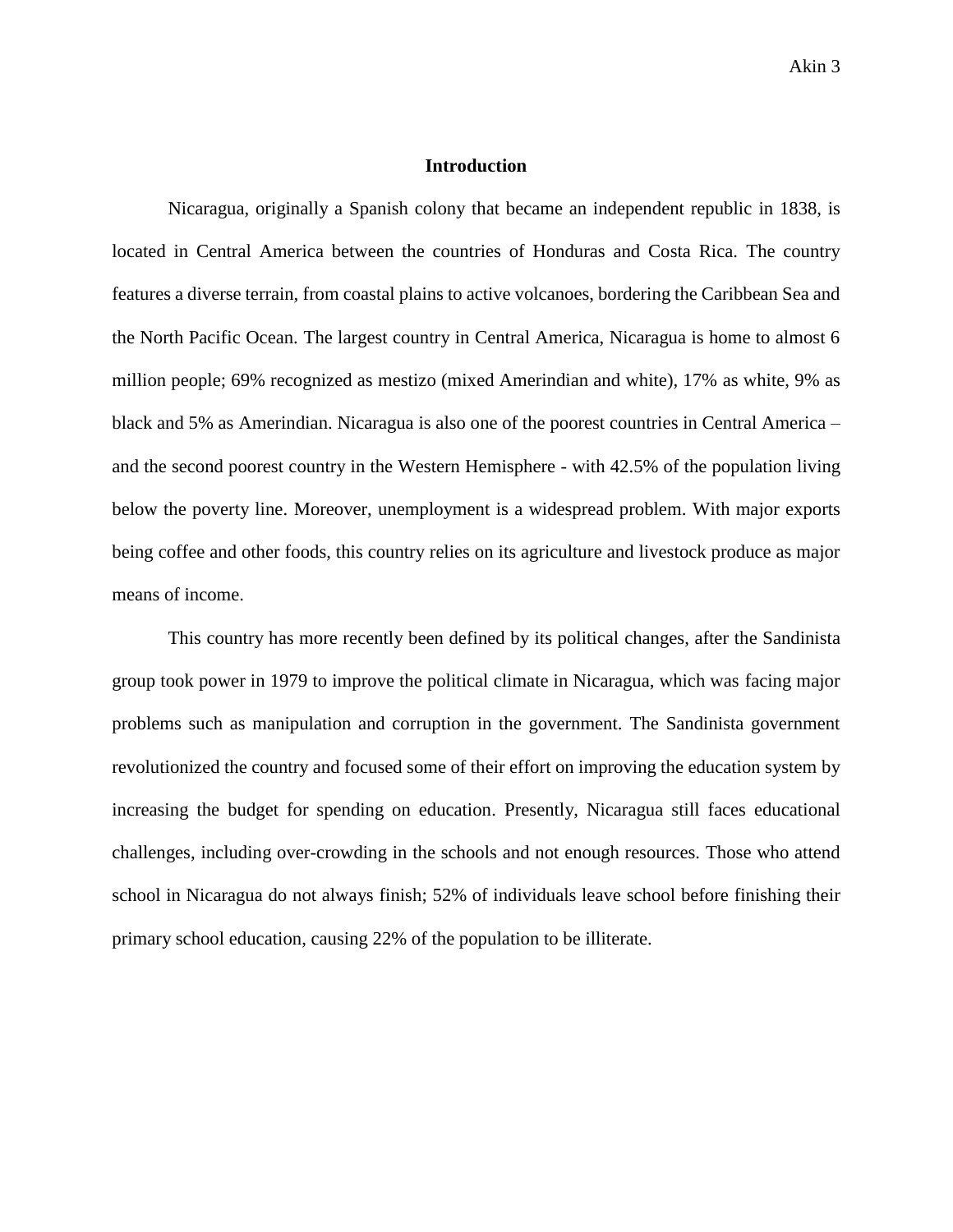## Introduction

Nicaragua, originally a Spanish colony that became an independent republic in 1838, is located in Central America between the countries of Honduras and Costa Rica. The country features a diverse terrain, from coastal plains to active volcanoes, bordering the Caribbean Sea and the North Pacific Ocean. The largest country in Central America, Nicaragua is home to almost 6 million people; 69% recognized as mestizo (mixed Amerindian and white), 17% as white, 9% as black and 5% as Amerindian. Nicaragua is also one of the poorest countries in Central America – and the second poorest country in the Western Hemisphere - with 42.5% of the population living below the poverty line. Moreover, unemployment is a widespread problem. With major exports being coffee and other foods, this country relies on its agriculture and livestock produce as major means of income.

This country has more recently been defined by its political changes, after the Sandinista group took power in 1979 to improve the political climate in Nicaragua, which was facing major problems such as manipulation and corruption in the government. The Sandinista government revolutionized the country and focused some of their effort on improving the education system by increasing the budget for spending on education. Presently, Nicaragua still faces educational challenges, including over-crowding in the schools and not enough resources. Those who attend school in Nicaragua do not always finish; 52% of individuals leave school before finishing their primary school education, causing 22% of the population to be illiterate.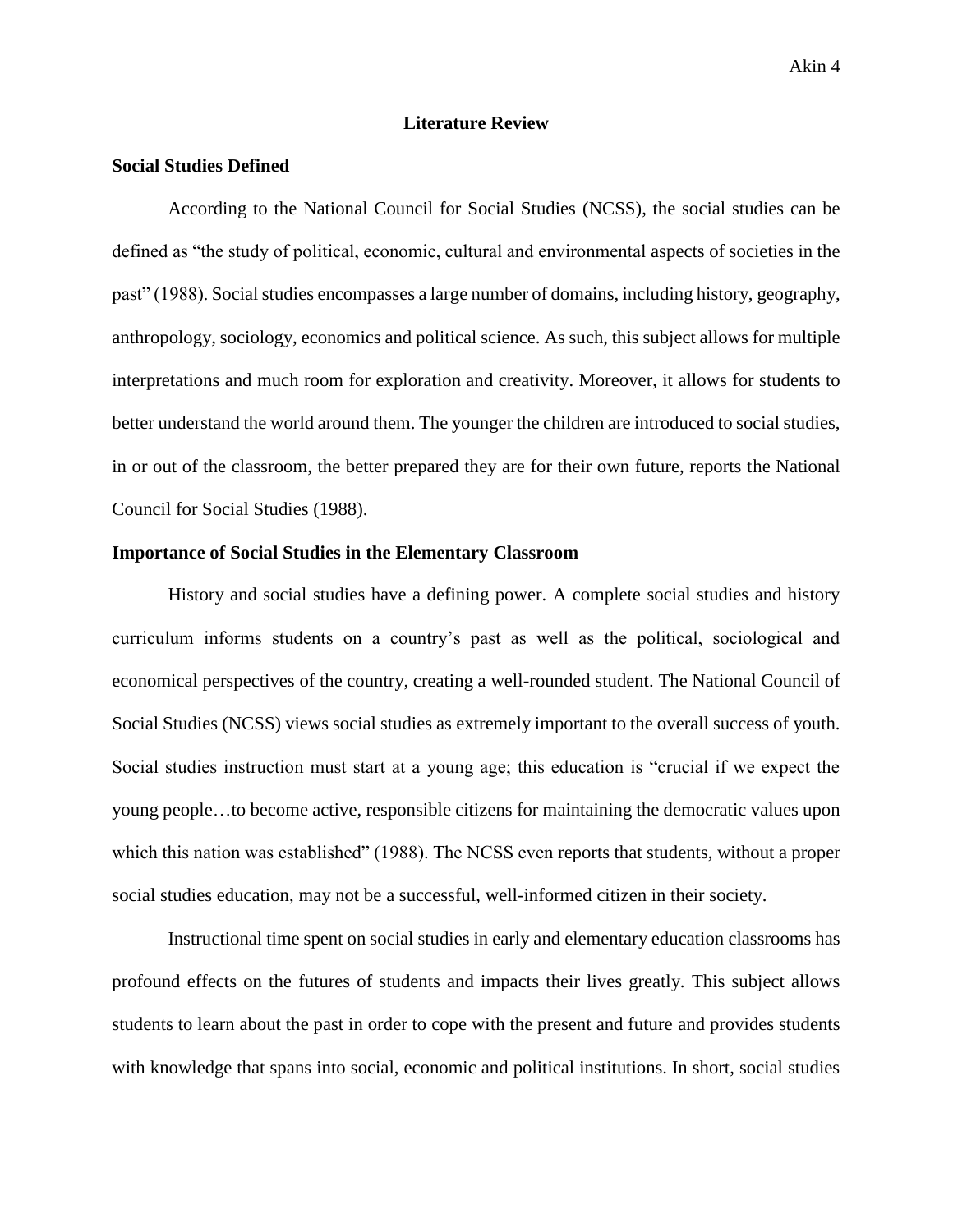# Literature Review

## Social Studies Defined

According to the National Council for Social Studies (NCSS), the social studies can be defined as "the study of political, economic, cultural and environmental aspects of societies in the past" (1988). Social studies encompasses a large number of domains, including history, geography, anthropology, sociology, economics and political science. As such, this subject allows for multiple interpretations and much room for exploration and creativity. Moreover, it allows for students to better understand the world around them. The younger the children are introduced to social studies, in or out of the classroom, the better prepared they are for their own future, reports the National Council for Social Studies (1988).

## Importance of Social Studies in the Elementary Classroom

History and social studies have a defining power. A complete social studies and history curriculum informs students on a country's past as well as the political, sociological and economical perspectives of the country, creating a well-rounded student. The National Council of Social Studies (NCSS) views social studies as extremely important to the overall success of youth. Social studies instruction must start at a young age; this education is "crucial if we expect the young people…to become active, responsible citizens for maintaining the democratic values upon which this nation was established" (1988). The NCSS even reports that students, without a proper social studies education, may not be a successful, well-informed citizen in their society.

Instructional time spent on social studies in early and elementary education classrooms has profound effects on the futures of students and impacts their lives greatly. This subject allows students to learn about the past in order to cope with the present and future and provides students with knowledge that spans into social, economic and political institutions. In short, social studies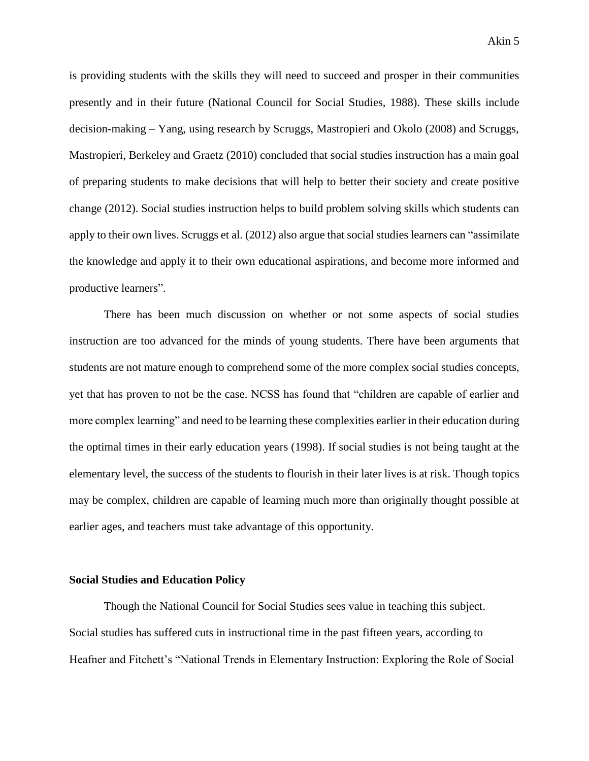is providing students with the skills they will need to succeed and prosper in their communities presently and in their future (National Council for Social Studies, 1988). These skills include decision-making – Yang, using research by Scruggs, Mastropieri and Okolo (2008) and Scruggs, Mastropieri, Berkeley and Graetz (2010) concluded that social studies instruction has a main goal of preparing students to make decisions that will help to better their society and create positive change (2012). Social studies instruction helps to build problem solving skills which students can apply to their own lives. Scruggs et al. (2012) also argue that social studies learners can "assimilate the knowledge and apply it to their own educational aspirations, and become more informed and productive learners".

There has been much discussion on whether or not some aspects of social studies instruction are too advanced for the minds of young students. There have been arguments that students are not mature enough to comprehend some of the more complex social studies concepts, yet that has proven to not be the case. NCSS has found that "children are capable of earlier and more complex learning" and need to be learning these complexities earlier in their education during the optimal times in their early education years (1998). If social studies is not being taught at the elementary level, the success of the students to flourish in their later lives is at risk. Though topics may be complex, children are capable of learning much more than originally thought possible at earlier ages, and teachers must take advantage of this opportunity.

**Social Studies and Education Policy**

Though the National Council for Social Studies sees value in teaching this subject. Social studies has suffered cuts in instructional time in the past fifteen years, according to Heafner and Fitchett's "National Trends in Elementary Instruction: Exploring the Role of Social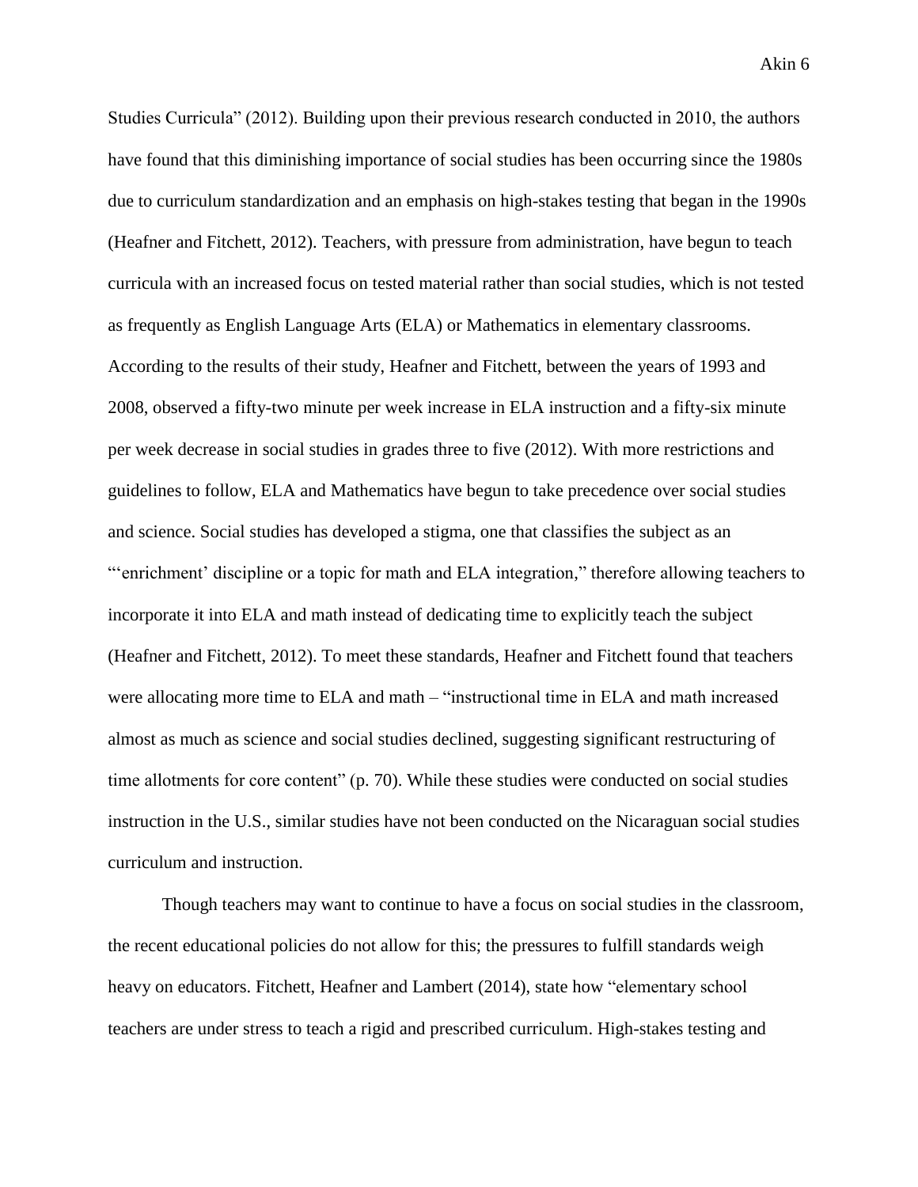Studies Curricula" (2012). Building upon their previous research conducted in 2010, the authors have found that this diminishing importance of social studies has been occurring since the 1980s due to curriculum standardization and an emphasis on high-stakes testing that began in the 1990s (Heafner and Fitchett, 2012). Teachers, with pressure from administration, have begun to teach curricula with an increased focus on tested material rather than social studies, which is not tested as frequently as English Language Arts (ELA) or Mathematics in elementary classrooms. According to the results of their study, Heafner and Fitchett, between the years of 1993 and 2008, observed a fifty-two minute per week increase in ELA instruction and a fifty-six minute per week decrease in social studies in grades three to five (2012). With more restrictions and guidelines to follow, ELA and Mathematics have begun to take precedence over social studies and science. Social studies has developed a stigma, one that classifies the subject as an "'enrichment' discipline or a topic for math and ELA integration," therefore allowing teachers to incorporate it into ELA and math instead of dedicating time to explicitly teach the subject (Heafner and Fitchett, 2012). To meet these standards, Heafner and Fitchett found that teachers were allocating more time to ELA and math – "instructional time in ELA and math increased almost as much as science and social studies declined, suggesting significant restructuring of time allotments for core content" (p. 70). While these studies were conducted on social studies instruction in the U.S., similar studies have not been conducted on the Nicaraguan social studies curriculum and instruction.

Though teachers may want to continue to have a focus on social studies in the classroom, the recent educational policies do not allow for this; the pressures to fulfill standards weigh heavy on educators. Fitchett, Heafner and Lambert (2014), state how "elementary school teachers are under stress to teach a rigid and prescribed curriculum. High-stakes testing and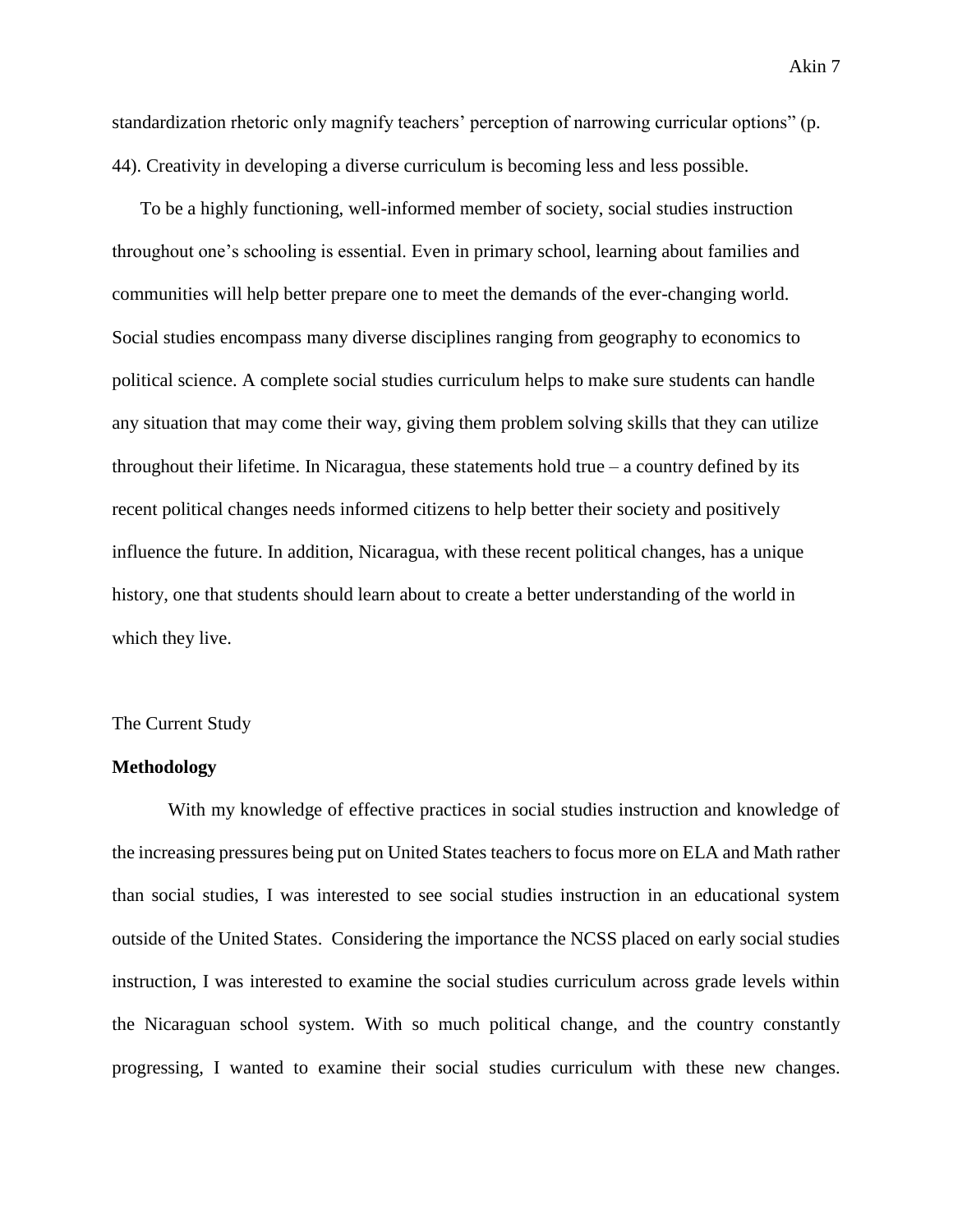standardization rhetoric only magnify teachers' perception of narrowing curricular options" (p. 44). Creativity in developing a diverse curriculum is becoming less and less possible.

To be a highly functioning, well-informed member of society, social studies instruction throughout one's schooling is essential. Even in primary school, learning about families and communities will help better prepare one to meet the demands of the ever-changing world. Social studies encompass many diverse disciplines ranging from geography to economics to political science. A complete social studies curriculum helps to make sure students can handle any situation that may come their way, giving them problem solving skills that they can utilize throughout their lifetime. In Nicaragua, these statements hold true – a country defined by its recent political changes needs informed citizens to help better their society and positively influence the future. In addition, Nicaragua, with these recent political changes, has a unique history, one that students should learn about to create a better understanding of the world in which they live.

The Current Study

**Methodology**

With my knowledge of effective practices in social studies instruction and knowledge of the increasing pressures being put on United States teachers to focus more on ELA and Math rather than social studies, I was interested to see social studies instruction in an educational system outside of the United States. Considering the importance the NCSS placed on early social studies instruction, I was interested to examine the social studies curriculum across grade levels within the Nicaraguan school system. With so much political change, and the country constantly progressing, I wanted to examine their social studies curriculum with these new changes.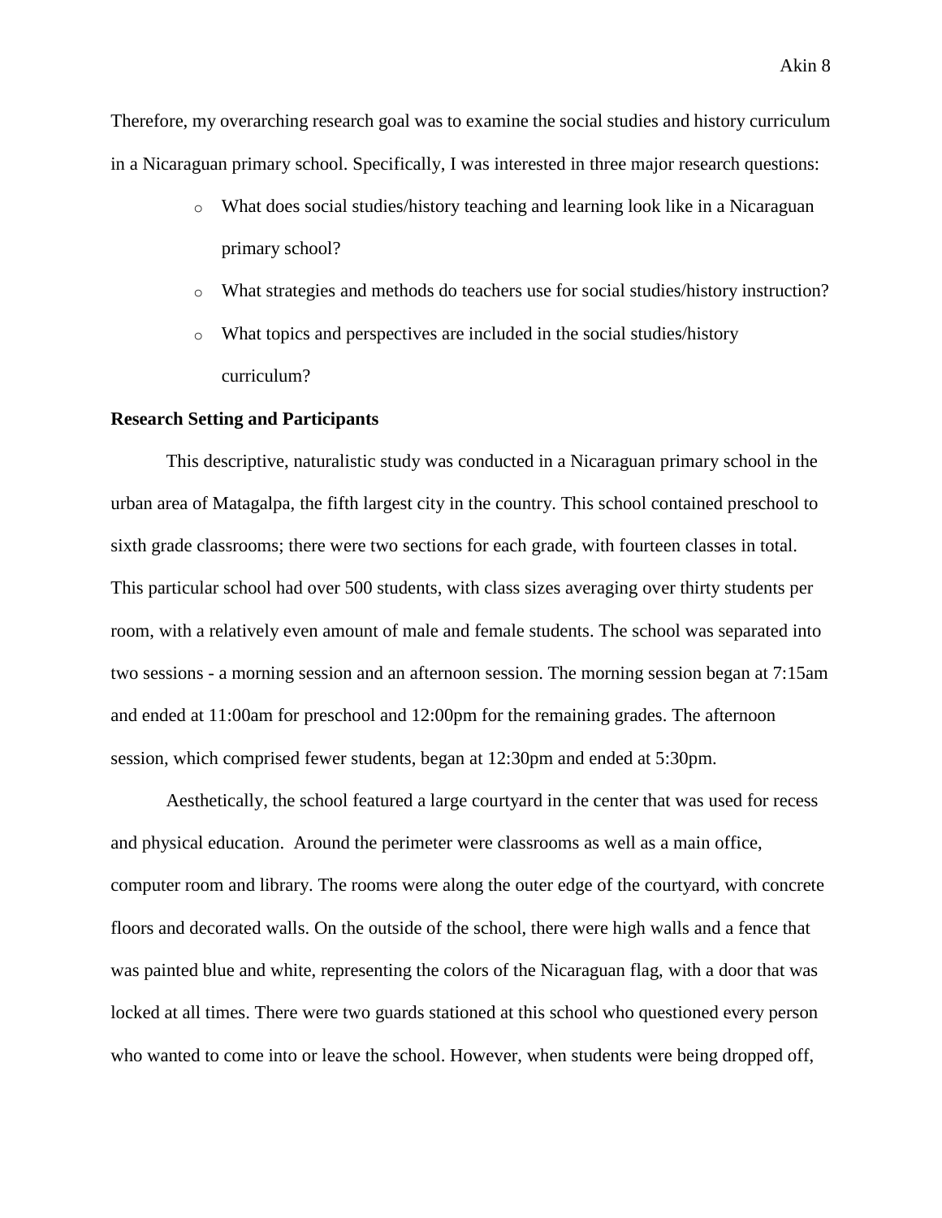Therefore, my overarching research goal was to examine the social studies and history curriculum in a Nicaraguan primary school. Specifically, I was interested in three major research questions:

- What does social studies/history teaching and learning look like in a Nicaraguan primary school?
- What strategies and methods do teachers use for social studies/history instruction?
- What topics and perspectives are included in the social studies/history curriculum?

**Research Setting and Participants**

This descriptive, naturalistic study was conducted in a Nicaraguan primary school in the urban area of Matagalpa, the fifth largest city in the country. This school contained preschool to sixth grade classrooms; there were two sections for each grade, with fourteen classes in total. This particular school had over 500 students, with class sizes averaging over thirty students per room, with a relatively even amount of male and female students. The school was separated into two sessions - a morning session and an afternoon session. The morning session began at 7:15am and ended at 11:00am for preschool and 12:00pm for the remaining grades. The afternoon session, which comprised fewer students, began at 12:30pm and ended at 5:30pm.

Aesthetically, the school featured a large courtyard in the center that was used for recess and physical education. Around the perimeter were classrooms as well as a main office, computer room and library. The rooms were along the outer edge of the courtyard, with concrete floors and decorated walls. On the outside of the school, there were high walls and a fence that was painted blue and white, representing the colors of the Nicaraguan flag, with a door that was locked at all times. There were two guards stationed at this school who questioned every person who wanted to come into or leave the school. However, when students were being dropped off,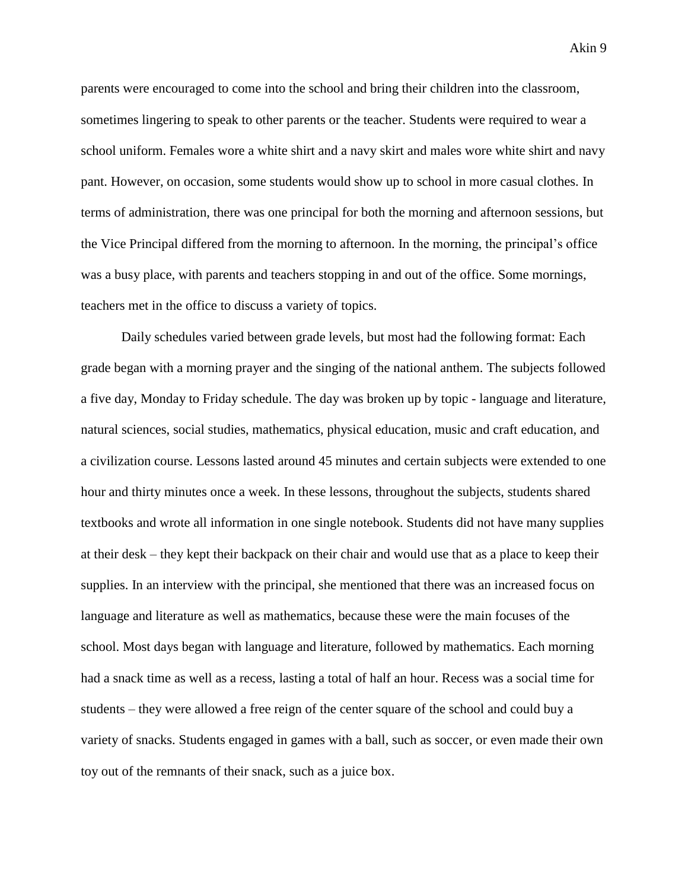parents were encouraged to come into the school and bring their children into the classroom, sometimes lingering to speak to other parents or the teacher. Students were required to wear a school uniform. Females wore a white shirt and a navy skirt and males wore white shirt and navy pant. However, on occasion, some students would show up to school in more casual clothes. In terms of administration, there was one principal for both the morning and afternoon sessions, but the Vice Principal differed from the morning to afternoon. In the morning, the principal's office was a busy place, with parents and teachers stopping in and out of the office. Some mornings, teachers met in the office to discuss a variety of topics.

Daily schedules varied between grade levels, but most had the following format: Each grade began with a morning prayer and the singing of the national anthem. The subjects followed a five day, Monday to Friday schedule. The day was broken up by topic - language and literature, natural sciences, social studies, mathematics, physical education, music and craft education, and a civilization course. Lessons lasted around 45 minutes and certain subjects were extended to one hour and thirty minutes once a week. In these lessons, throughout the subjects, students shared textbooks and wrote all information in one single notebook. Students did not have many supplies at their desk – they kept their backpack on their chair and would use that as a place to keep their supplies. In an interview with the principal, she mentioned that there was an increased focus on language and literature as well as mathematics, because these were the main focuses of the school. Most days began with language and literature, followed by mathematics. Each morning had a snack time as well as a recess, lasting a total of half an hour. Recess was a social time for students – they were allowed a free reign of the center square of the school and could buy a variety of snacks. Students engaged in games with a ball, such as soccer, or even made their own toy out of the remnants of their snack, such as a juice box.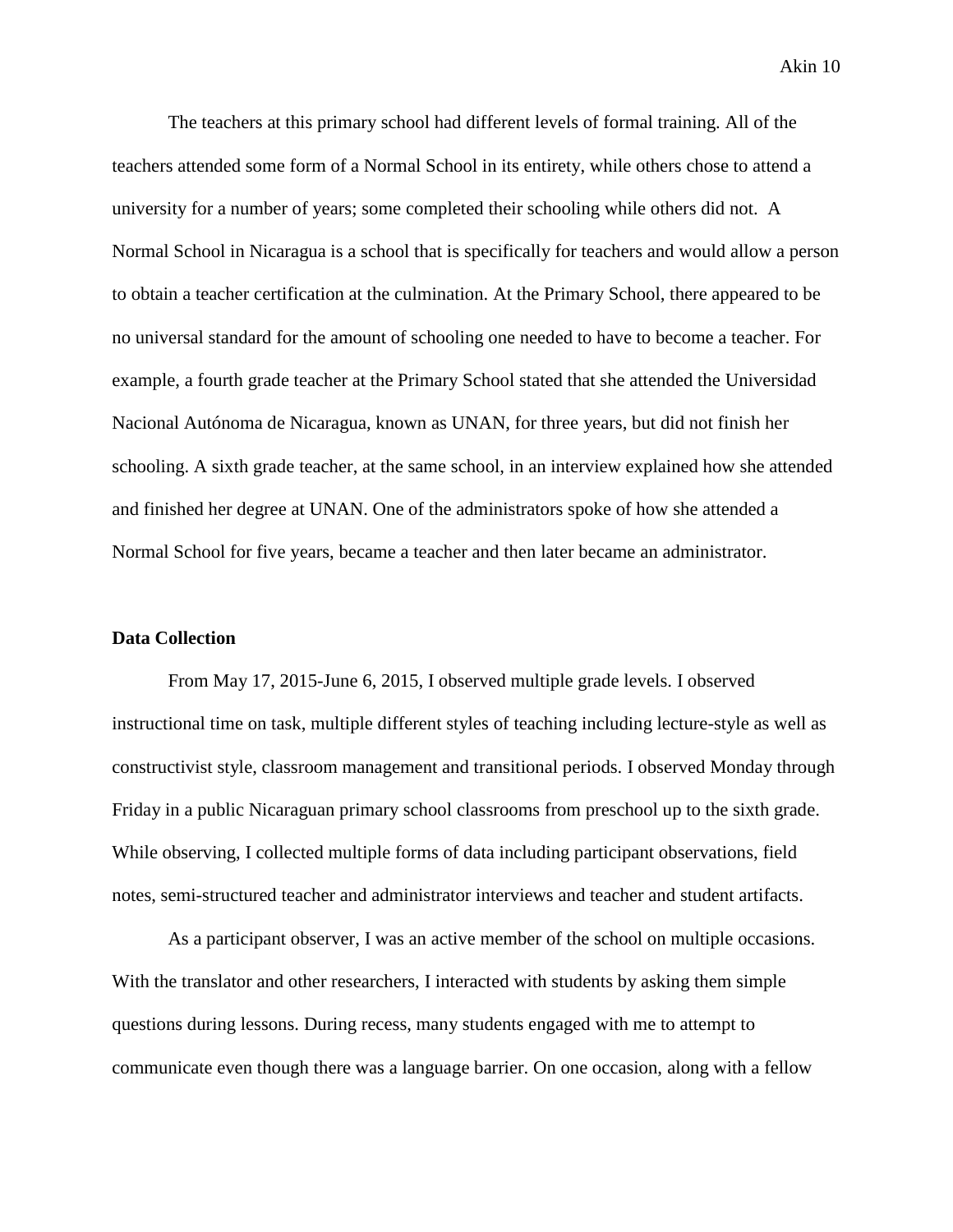The teachers at this primary school had different levels of formal training. All of the teachers attended some form of a Normal School in its entirety, while others chose to attend a university for a number of years; some completed their schooling while others did not. A Normal School in Nicaragua is a school that is specifically for teachers and would allow a person to obtain a teacher certification at the culmination. At the Primary School, there appeared to be no universal standard for the amount of schooling one needed to have to become a teacher. For example, a fourth grade teacher at the Primary School stated that she attended the Universidad Nacional Autónoma de Nicaragua, known as UNAN, for three years, but did not finish her schooling. A sixth grade teacher, at the same school, in an interview explained how she attended and finished her degree at UNAN. One of the administrators spoke of how she attended a Normal School for five years, became a teacher and then later became an administrator.

**Data Collection**

From May 17, 2015-June 6, 2015, I observed multiple grade levels. I observed instructional time on task, multiple different styles of teaching including lecture-style as well as constructivist style, classroom management and transitional periods. I observed Monday through Friday in a public Nicaraguan primary school classrooms from preschool up to the sixth grade. While observing, I collected multiple forms of data including participant observations, field notes, semi-structured teacher and administrator interviews and teacher and student artifacts.

As a participant observer, I was an active member of the school on multiple occasions. With the translator and other researchers, I interacted with students by asking them simple questions during lessons. During recess, many students engaged with me to attempt to communicate even though there was a language barrier. On one occasion, along with a fellow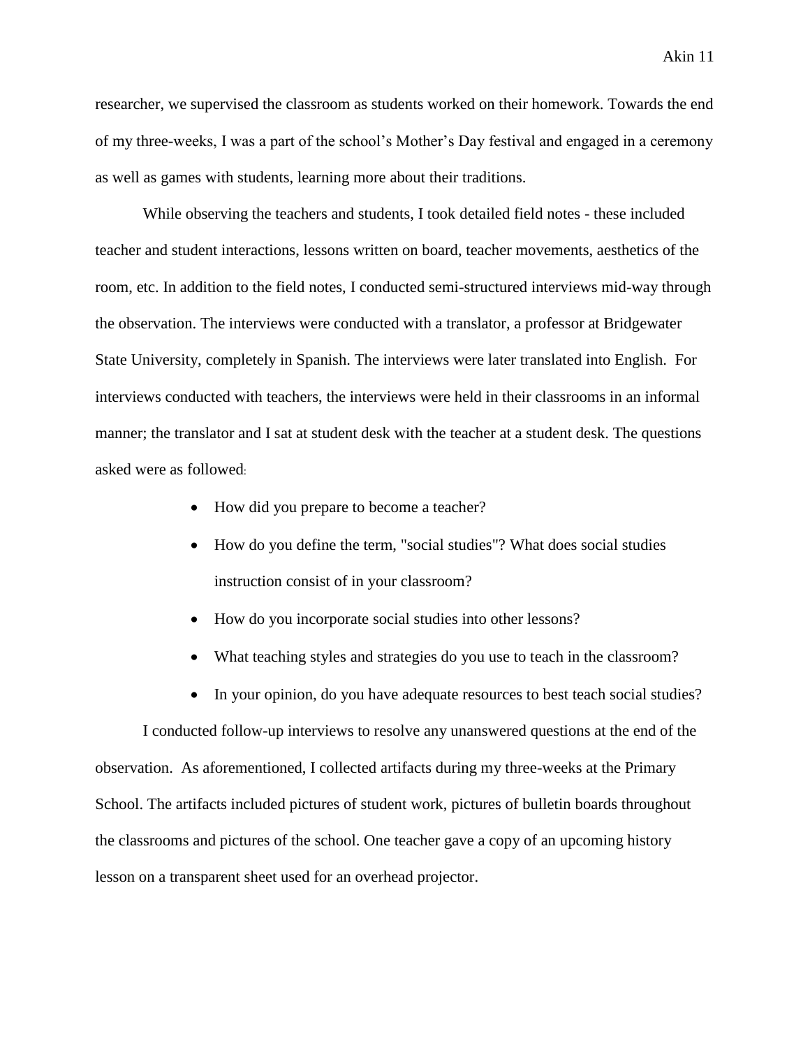researcher, we supervised the classroom as students worked on their homework. Towards the end of my three-weeks, I was a part of the school's Mother's Day festival and engaged in a ceremony as well as games with students, learning more about their traditions.

While observing the teachers and students, I took detailed field notes - these included teacher and student interactions, lessons written on board, teacher movements, aesthetics of the room, etc. In addition to the field notes, I conducted semi-structured interviews mid-way through the observation. The interviews were conducted with a translator, a professor at Bridgewater State University, completely in Spanish. The interviews were later translated into English. For interviews conducted with teachers, the interviews were held in their classrooms in an informal manner; the translator and I sat at student desk with the teacher at a student desk. The questions asked were as followed:

- How did you prepare to become a teacher?
- How do you define the term, "social studies"? What does social studies instruction consist of in your classroom?
- How do you incorporate social studies into other lessons?
- What teaching styles and strategies do you use to teach in the classroom?
- In your opinion, do you have adequate resources to best teach social studies?

I conducted follow-up interviews to resolve any unanswered questions at the end of the observation. As aforementioned, I collected artifacts during my three-weeks at the Primary School. The artifacts included pictures of student work, pictures of bulletin boards throughout the classrooms and pictures of the school. One teacher gave a copy of an upcoming history lesson on a transparent sheet used for an overhead projector.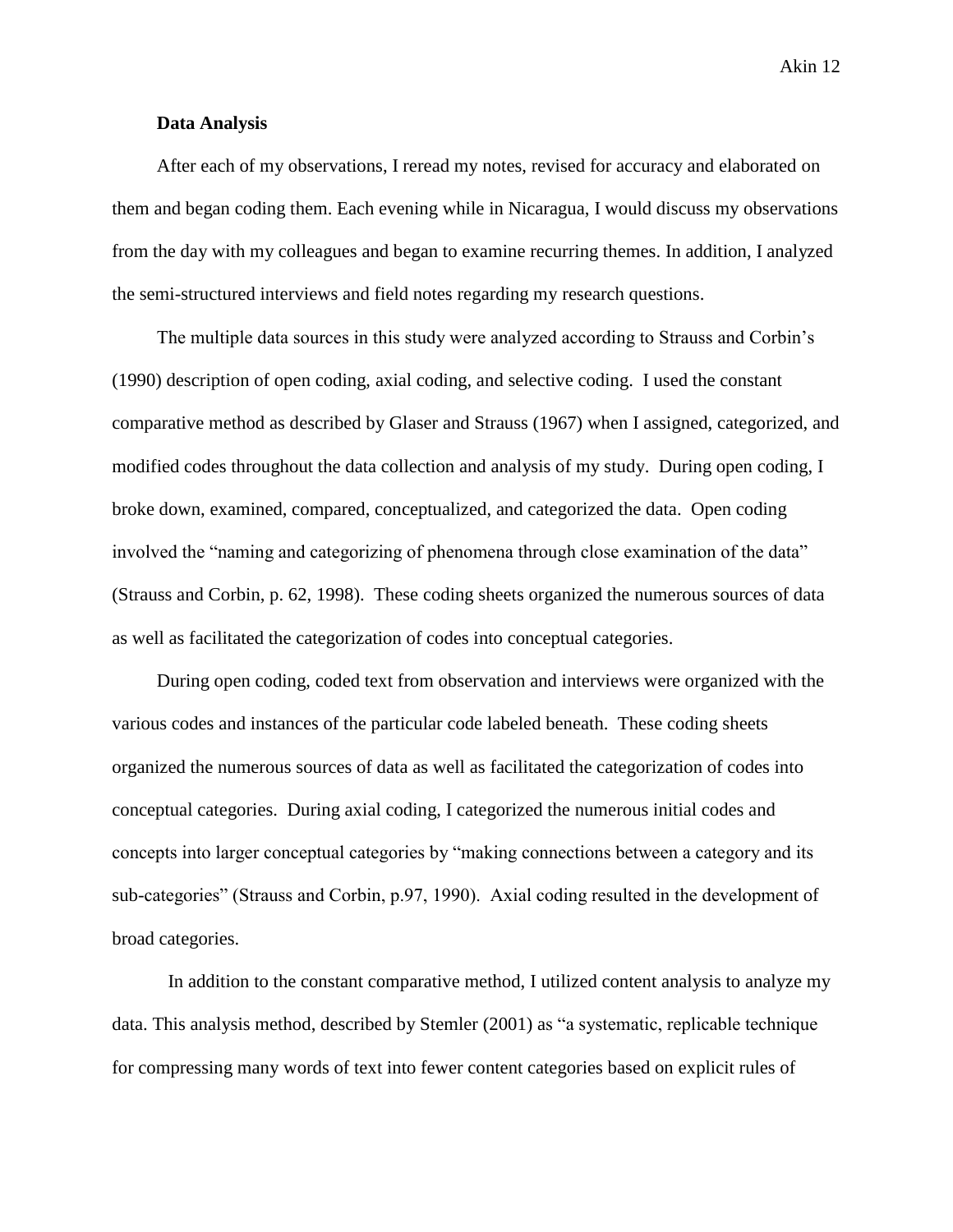**Data Analysis**

After each of my observations, I reread my notes, revised for accuracy and elaborated on them and began coding them. Each evening while in Nicaragua, I would discuss my observations from the day with my colleagues and began to examine recurring themes. In addition, I analyzed the semi-structured interviews and field notes regarding my research questions.

The multiple data sources in this study were analyzed according to Strauss and Corbin's (1990) description of open coding, axial coding, and selective coding. I used the constant comparative method as described by Glaser and Strauss (1967) when I assigned, categorized, and modified codes throughout the data collection and analysis of my study. During open coding, I broke down, examined, compared, conceptualized, and categorized the data. Open coding involved the "naming and categorizing of phenomena through close examination of the data" (Strauss and Corbin, p. 62, 1998). These coding sheets organized the numerous sources of data as well as facilitated the categorization of codes into conceptual categories.

During open coding, coded text from observation and interviews were organized with the various codes and instances of the particular code labeled beneath. These coding sheets organized the numerous sources of data as well as facilitated the categorization of codes into conceptual categories. During axial coding, I categorized the numerous initial codes and concepts into larger conceptual categories by "making connections between a category and its sub-categories" (Strauss and Corbin, p.97, 1990). Axial coding resulted in the development of broad categories.

In addition to the constant comparative method, I utilized content analysis to analyze my data. This analysis method, described by Stemler (2001) as "a systematic, replicable technique for compressing many words of text into fewer content categories based on explicit rules of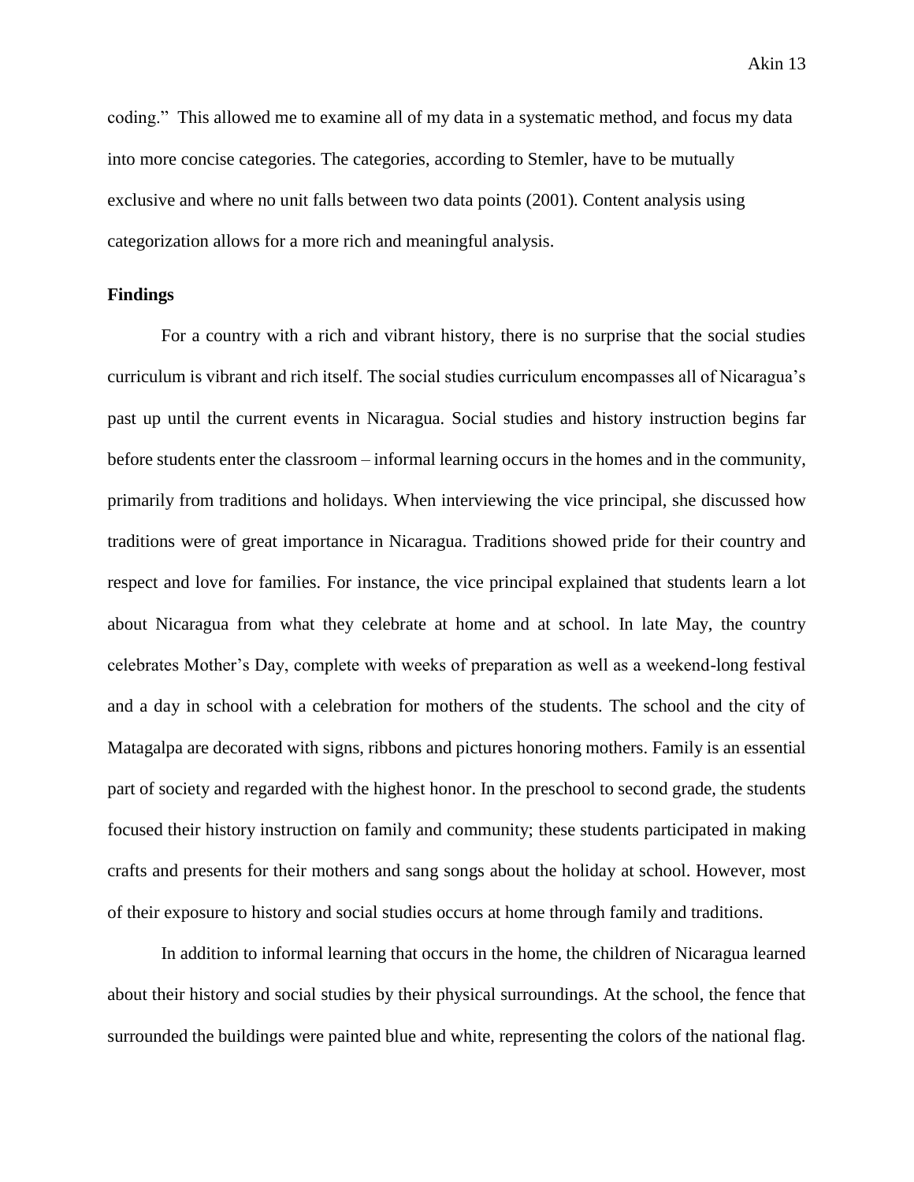coding." This allowed me to examine all of my data in a systematic method, and focus my data into more concise categories. The categories, according to Stemler, have to be mutually exclusive and where no unit falls between two data points (2001). Content analysis using categorization allows for a more rich and meaningful analysis.

**Findings**

For a country with a rich and vibrant history, there is no surprise that the social studies curriculum is vibrant and rich itself. The social studies curriculum encompasses all of Nicaragua's past up until the current events in Nicaragua. Social studies and history instruction begins far before students enter the classroom – informal learning occurs in the homes and in the community, primarily from traditions and holidays. When interviewing the vice principal, she discussed how traditions were of great importance in Nicaragua. Traditions showed pride for their country and respect and love for families. For instance, the vice principal explained that students learn a lot about Nicaragua from what they celebrate at home and at school. In late May, the country celebrates Mother's Day, complete with weeks of preparation as well as a weekend-long festival and a day in school with a celebration for mothers of the students. The school and the city of Matagalpa are decorated with signs, ribbons and pictures honoring mothers. Family is an essential part of society and regarded with the highest honor. In the preschool to second grade, the students focused their history instruction on family and community; these students participated in making crafts and presents for their mothers and sang songs about the holiday at school. However, most of their exposure to history and social studies occurs at home through family and traditions.

In addition to informal learning that occurs in the home, the children of Nicaragua learned about their history and social studies by their physical surroundings. At the school, the fence that surrounded the buildings were painted blue and white, representing the colors of the national flag.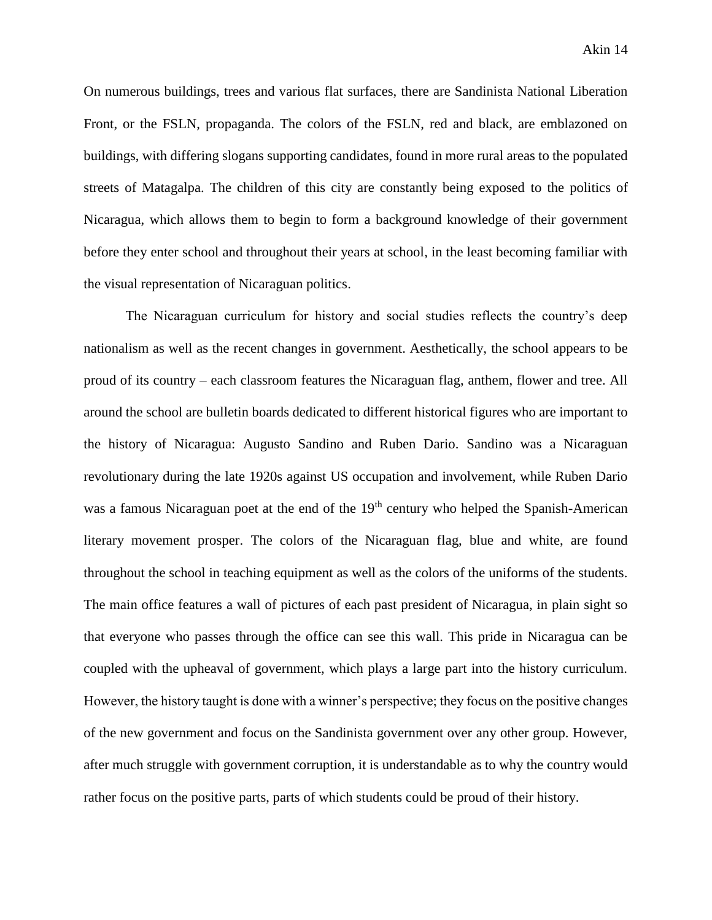On numerous buildings, trees and various flat surfaces, there are Sandinista National Liberation Front, or the FSLN, propaganda. The colors of the FSLN, red and black, are emblazoned on buildings, with differing slogans supporting candidates, found in more rural areas to the populated streets of Matagalpa. The children of this city are constantly being exposed to the politics of Nicaragua, which allows them to begin to form a background knowledge of their government before they enter school and throughout their years at school, in the least becoming familiar with the visual representation of Nicaraguan politics.

The Nicaraguan curriculum for history and social studies reflects the country's deep nationalism as well as the recent changes in government. Aesthetically, the school appears to be proud of its country – each classroom features the Nicaraguan flag, anthem, flower and tree. All around the school are bulletin boards dedicated to different historical figures who are important to the history of Nicaragua: Augusto Sandino and Ruben Dario. Sandino was a Nicaraguan revolutionary during the late 1920s against US occupation and involvement, while Ruben Dario was a famous Nicaraguan poet at the end of the 19th century who helped the Spanish-American literary movement prosper. The colors of the Nicaraguan flag, blue and white, are found throughout the school in teaching equipment as well as the colors of the uniforms of the students. The main office features a wall of pictures of each past president of Nicaragua, in plain sight so that everyone who passes through the office can see this wall. This pride in Nicaragua can be coupled with the upheaval of government, which plays a large part into the history curriculum. However, the history taught is done with a winner's perspective; they focus on the positive changes of the new government and focus on the Sandinista government over any other group. However, after much struggle with government corruption, it is understandable as to why the country would rather focus on the positive parts, parts of which students could be proud of their history.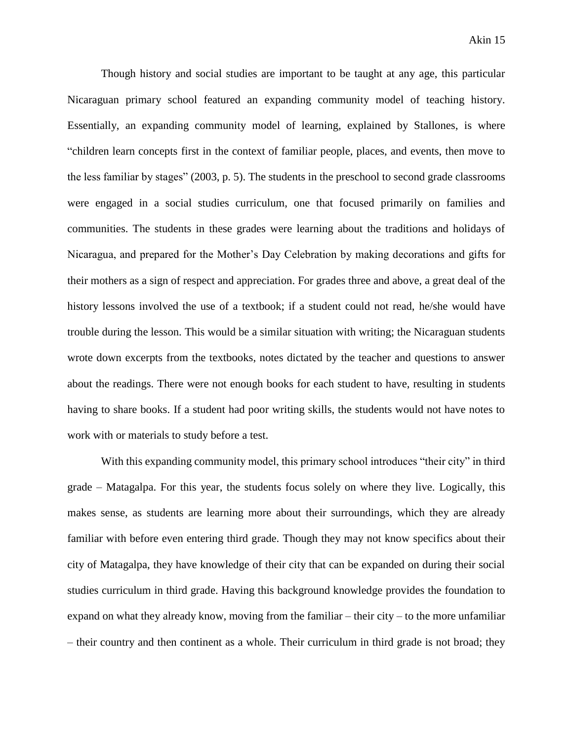Though history and social studies are important to be taught at any age, this particular Nicaraguan primary school featured an expanding community model of teaching history. Essentially, an expanding community model of learning, explained by Stallones, is where "children learn concepts first in the context of familiar people, places, and events, then move to the less familiar by stages" (2003, p. 5). The students in the preschool to second grade classrooms were engaged in a social studies curriculum, one that focused primarily on families and communities. The students in these grades were learning about the traditions and holidays of Nicaragua, and prepared for the Mother's Day Celebration by making decorations and gifts for their mothers as a sign of respect and appreciation. For grades three and above, a great deal of the history lessons involved the use of a textbook; if a student could not read, he/she would have trouble during the lesson. This would be a similar situation with writing; the Nicaraguan students wrote down excerpts from the textbooks, notes dictated by the teacher and questions to answer about the readings. There were not enough books for each student to have, resulting in students having to share books. If a student had poor writing skills, the students would not have notes to work with or materials to study before a test.

With this expanding community model, this primary school introduces "their city" in third grade – Matagalpa. For this year, the students focus solely on where they live. Logically, this makes sense, as students are learning more about their surroundings, which they are already familiar with before even entering third grade. Though they may not know specifics about their city of Matagalpa, they have knowledge of their city that can be expanded on during their social studies curriculum in third grade. Having this background knowledge provides the foundation to expand on what they already know, moving from the familiar – their city – to the more unfamiliar – their country and then continent as a whole. Their curriculum in third grade is not broad; they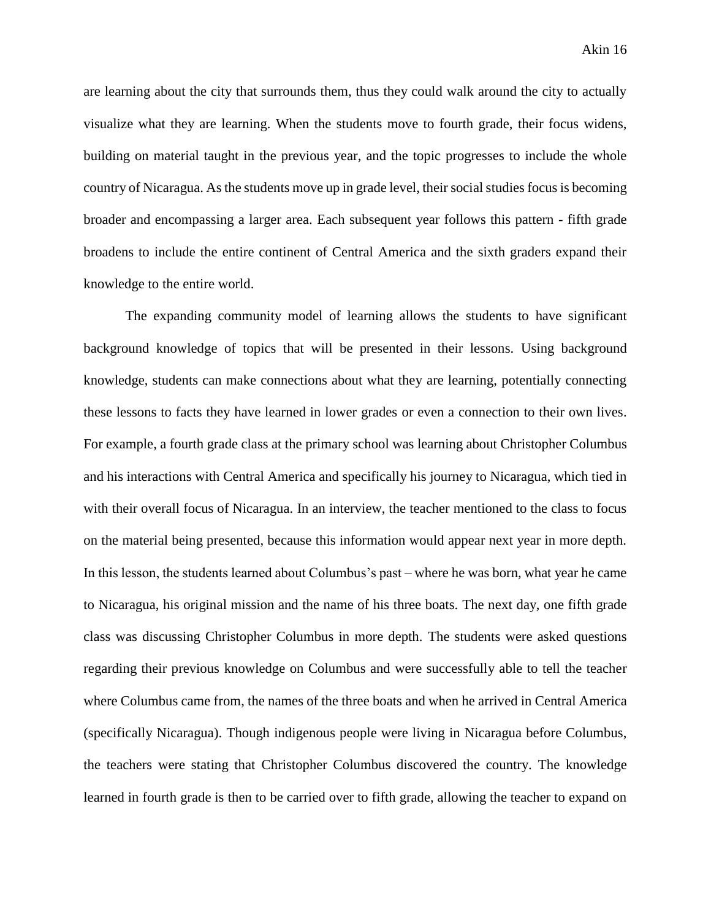are learning about the city that surrounds them, thus they could walk around the city to actually visualize what they are learning. When the students move to fourth grade, their focus widens, building on material taught in the previous year, and the topic progresses to include the whole country of Nicaragua. As the students move up in grade level, their social studies focus is becoming broader and encompassing a larger area. Each subsequent year follows this pattern - fifth grade broadens to include the entire continent of Central America and the sixth graders expand their knowledge to the entire world.

The expanding community model of learning allows the students to have significant background knowledge of topics that will be presented in their lessons. Using background knowledge, students can make connections about what they are learning, potentially connecting these lessons to facts they have learned in lower grades or even a connection to their own lives. For example, a fourth grade class at the primary school was learning about Christopher Columbus and his interactions with Central America and specifically his journey to Nicaragua, which tied in with their overall focus of Nicaragua. In an interview, the teacher mentioned to the class to focus on the material being presented, because this information would appear next year in more depth. In this lesson, the students learned about Columbus's past – where he was born, what year he came to Nicaragua, his original mission and the name of his three boats. The next day, one fifth grade class was discussing Christopher Columbus in more depth. The students were asked questions regarding their previous knowledge on Columbus and were successfully able to tell the teacher where Columbus came from, the names of the three boats and when he arrived in Central America (specifically Nicaragua). Though indigenous people were living in Nicaragua before Columbus, the teachers were stating that Christopher Columbus discovered the country. The knowledge learned in fourth grade is then to be carried over to fifth grade, allowing the teacher to expand on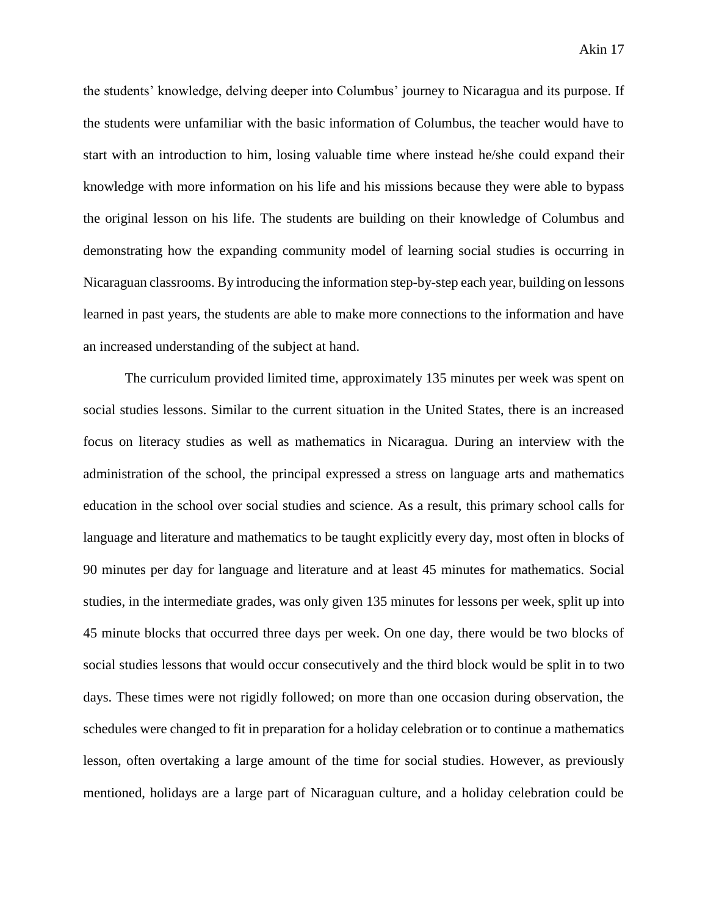the students' knowledge, delving deeper into Columbus' journey to Nicaragua and its purpose. If the students were unfamiliar with the basic information of Columbus, the teacher would have to start with an introduction to him, losing valuable time where instead he/she could expand their knowledge with more information on his life and his missions because they were able to bypass the original lesson on his life. The students are building on their knowledge of Columbus and demonstrating how the expanding community model of learning social studies is occurring in Nicaraguan classrooms. By introducing the information step-by-step each year, building on lessons learned in past years, the students are able to make more connections to the information and have an increased understanding of the subject at hand.

The curriculum provided limited time, approximately 135 minutes per week was spent on social studies lessons. Similar to the current situation in the United States, there is an increased focus on literacy studies as well as mathematics in Nicaragua. During an interview with the administration of the school, the principal expressed a stress on language arts and mathematics education in the school over social studies and science. As a result, this primary school calls for language and literature and mathematics to be taught explicitly every day, most often in blocks of 90 minutes per day for language and literature and at least 45 minutes for mathematics. Social studies, in the intermediate grades, was only given 135 minutes for lessons per week, split up into 45 minute blocks that occurred three days per week. On one day, there would be two blocks of social studies lessons that would occur consecutively and the third block would be split in to two days. These times were not rigidly followed; on more than one occasion during observation, the schedules were changed to fit in preparation for a holiday celebration or to continue a mathematics lesson, often overtaking a large amount of the time for social studies. However, as previously mentioned, holidays are a large part of Nicaraguan culture, and a holiday celebration could be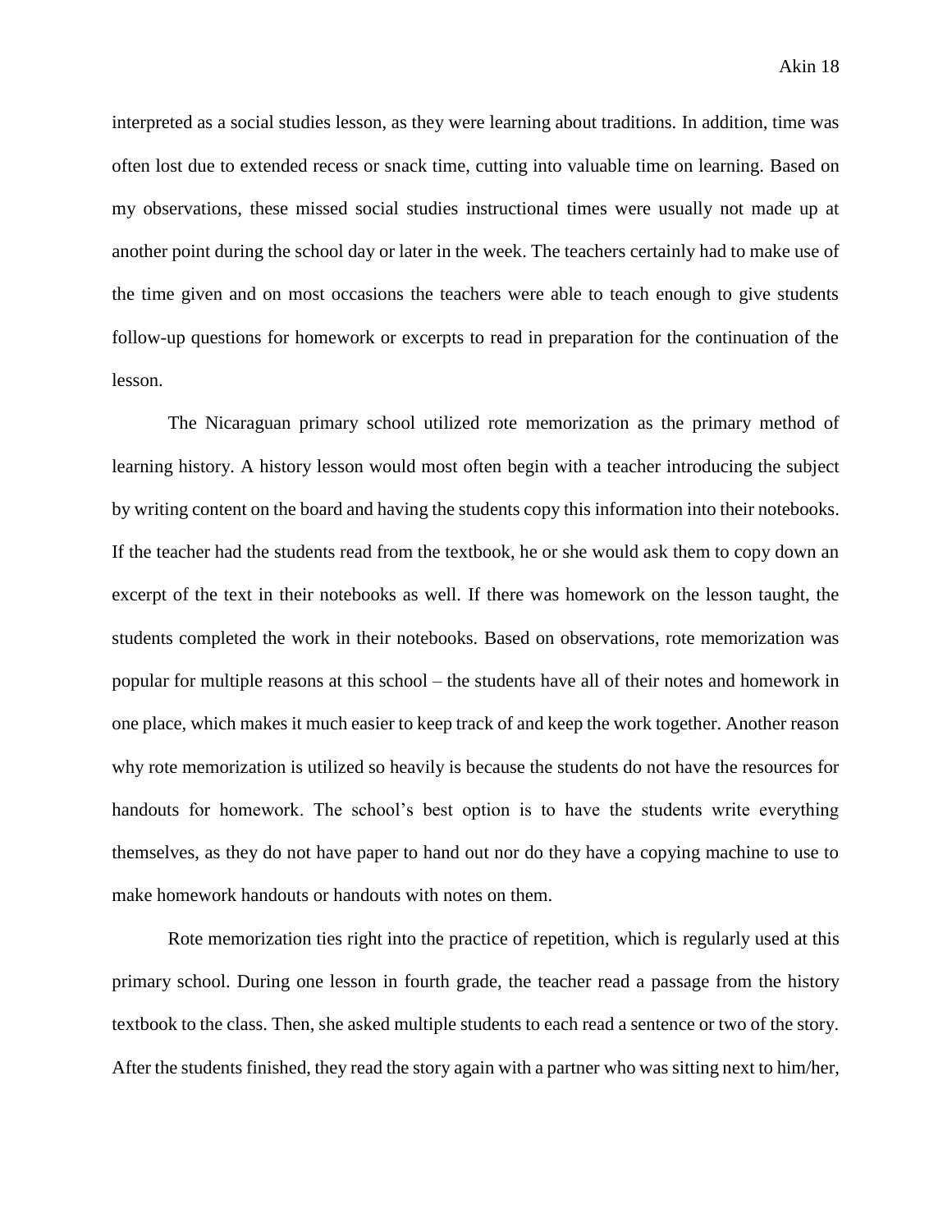interpreted as a social studies lesson, as they were learning about traditions. In addition, time was often lost due to extended recess or snack time, cutting into valuable time on learning. Based on my observations, these missed social studies instructional times were usually not made up at another point during the school day or later in the week. The teachers certainly had to make use of the time given and on most occasions the teachers were able to teach enough to give students follow-up questions for homework or excerpts to read in preparation for the continuation of the lesson.

The Nicaraguan primary school utilized rote memorization as the primary method of learning history. A history lesson would most often begin with a teacher introducing the subject by writing content on the board and having the students copy this information into their notebooks. If the teacher had the students read from the textbook, he or she would ask them to copy down an excerpt of the text in their notebooks as well. If there was homework on the lesson taught, the students completed the work in their notebooks. Based on observations, rote memorization was popular for multiple reasons at this school – the students have all of their notes and homework in one place, which makes it much easier to keep track of and keep the work together. Another reason why rote memorization is utilized so heavily is because the students do not have the resources for handouts for homework. The school's best option is to have the students write everything themselves, as they do not have paper to hand out nor do they have a copying machine to use to make homework handouts or handouts with notes on them.

Rote memorization ties right into the practice of repetition, which is regularly used at this primary school. During one lesson in fourth grade, the teacher read a passage from the history textbook to the class. Then, she asked multiple students to each read a sentence or two of the story. After the students finished, they read the story again with a partner who was sitting next to him/her,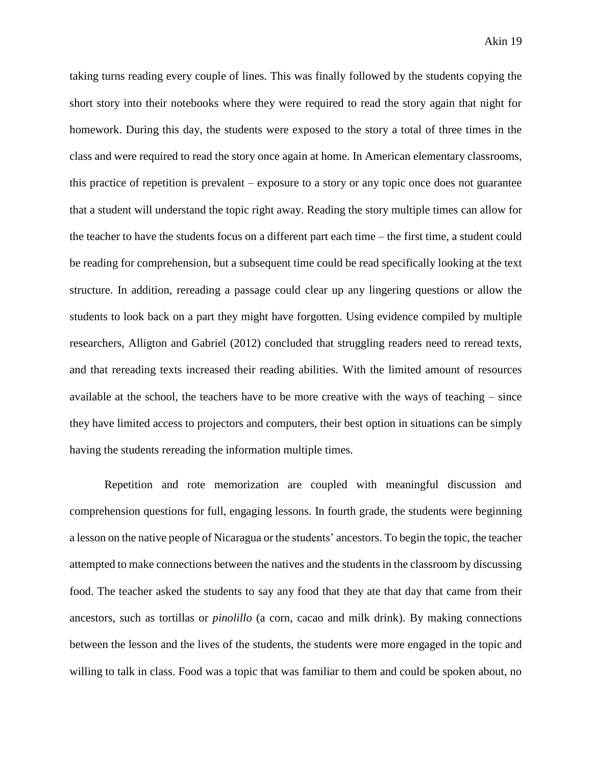taking turns reading every couple of lines. This was finally followed by the students copying the short story into their notebooks where they were required to read the story again that night for homework. During this day, the students were exposed to the story a total of three times in the class and were required to read the story once again at home. In American elementary classrooms, this practice of repetition is prevalent – exposure to a story or any topic once does not guarantee that a student will understand the topic right away. Reading the story multiple times can allow for the teacher to have the students focus on a different part each time – the first time, a student could be reading for comprehension, but a subsequent time could be read specifically looking at the text structure. In addition, rereading a passage could clear up any lingering questions or allow the students to look back on a part they might have forgotten. Using evidence compiled by multiple researchers, Alligton and Gabriel (2012) concluded that struggling readers need to reread texts, and that rereading texts increased their reading abilities. With the limited amount of resources available at the school, the teachers have to be more creative with the ways of teaching – since they have limited access to projectors and computers, their best option in situations can be simply having the students rereading the information multiple times.

Repetition and rote memorization are coupled with meaningful discussion and comprehension questions for full, engaging lessons. In fourth grade, the students were beginning a lesson on the native people of Nicaragua or the students' ancestors. To begin the topic, the teacher attempted to make connections between the natives and the students in the classroom by discussing food. The teacher asked the students to say any food that they ate that day that came from their ancestors, such as tortillas or *pinolillo* (a corn, cacao and milk drink). By making connections between the lesson and the lives of the students, the students were more engaged in the topic and willing to talk in class. Food was a topic that was familiar to them and could be spoken about, no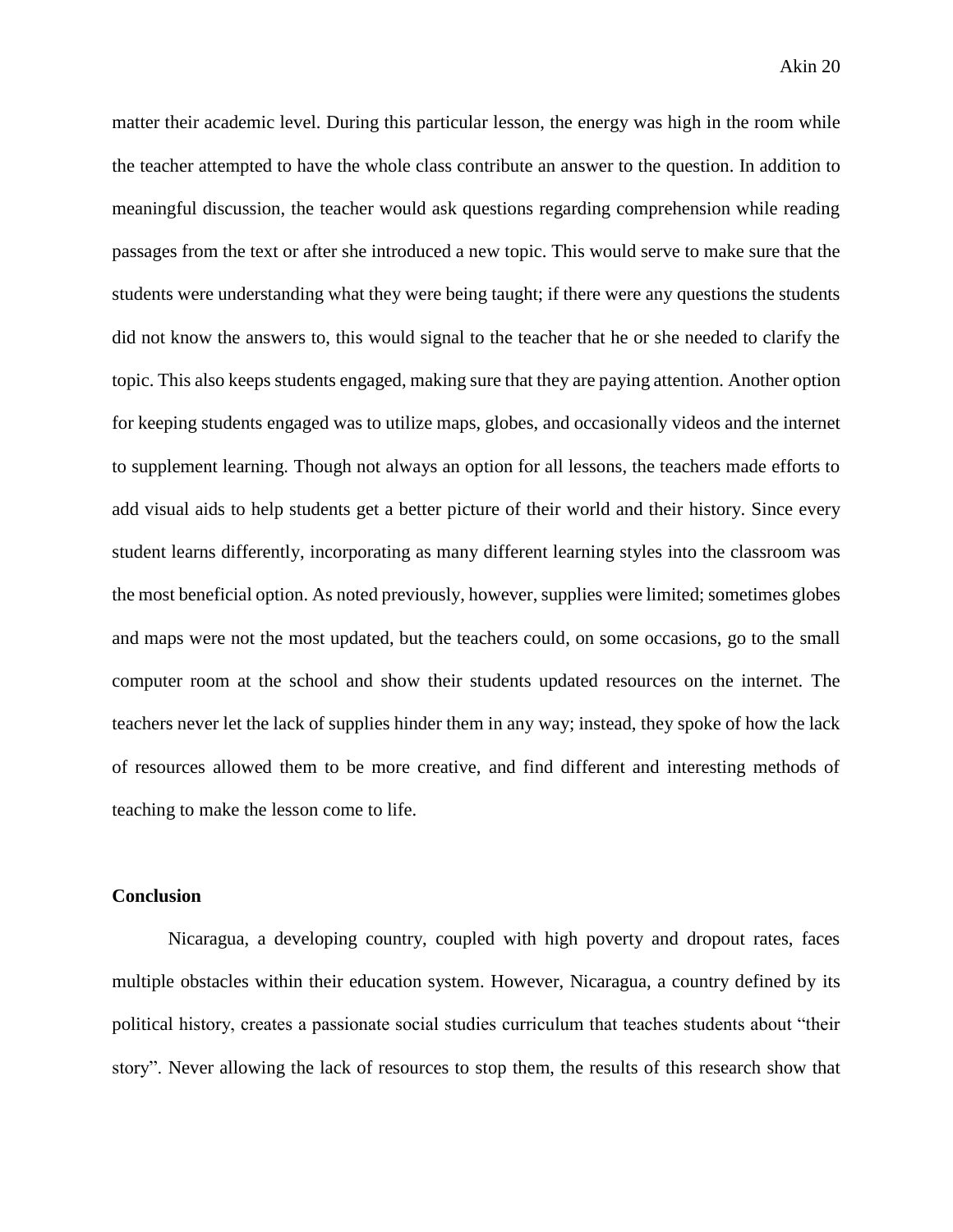matter their academic level. During this particular lesson, the energy was high in the room while the teacher attempted to have the whole class contribute an answer to the question. In addition to meaningful discussion, the teacher would ask questions regarding comprehension while reading passages from the text or after she introduced a new topic. This would serve to make sure that the students were understanding what they were being taught; if there were any questions the students did not know the answers to, this would signal to the teacher that he or she needed to clarify the topic. This also keeps students engaged, making sure that they are paying attention. Another option for keeping students engaged was to utilize maps, globes, and occasionally videos and the internet to supplement learning. Though not always an option for all lessons, the teachers made efforts to add visual aids to help students get a better picture of their world and their history. Since every student learns differently, incorporating as many different learning styles into the classroom was the most beneficial option. As noted previously, however, supplies were limited; sometimes globes and maps were not the most updated, but the teachers could, on some occasions, go to the small computer room at the school and show their students updated resources on the internet. The teachers never let the lack of supplies hinder them in any way; instead, they spoke of how the lack of resources allowed them to be more creative, and find different and interesting methods of teaching to make the lesson come to life.

**Conclusion**

Nicaragua, a developing country, coupled with high poverty and dropout rates, faces multiple obstacles within their education system. However, Nicaragua, a country defined by its political history, creates a passionate social studies curriculum that teaches students about "their story". Never allowing the lack of resources to stop them, the results of this research show that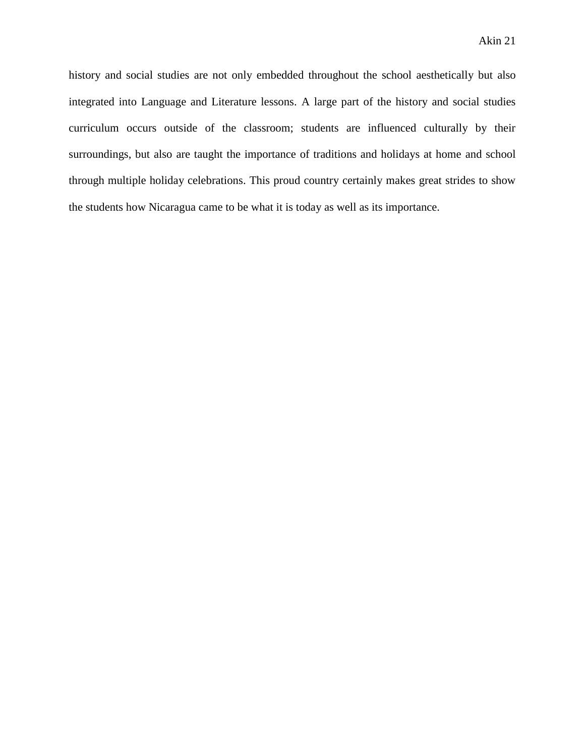history and social studies are not only embedded throughout the school aesthetically but also integrated into Language and Literature lessons. A large part of the history and social studies curriculum occurs outside of the classroom; students are influenced culturally by their surroundings, but also are taught the importance of traditions and holidays at home and school through multiple holiday celebrations. This proud country certainly makes great strides to show the students how Nicaragua came to be what it is today as well as its importance.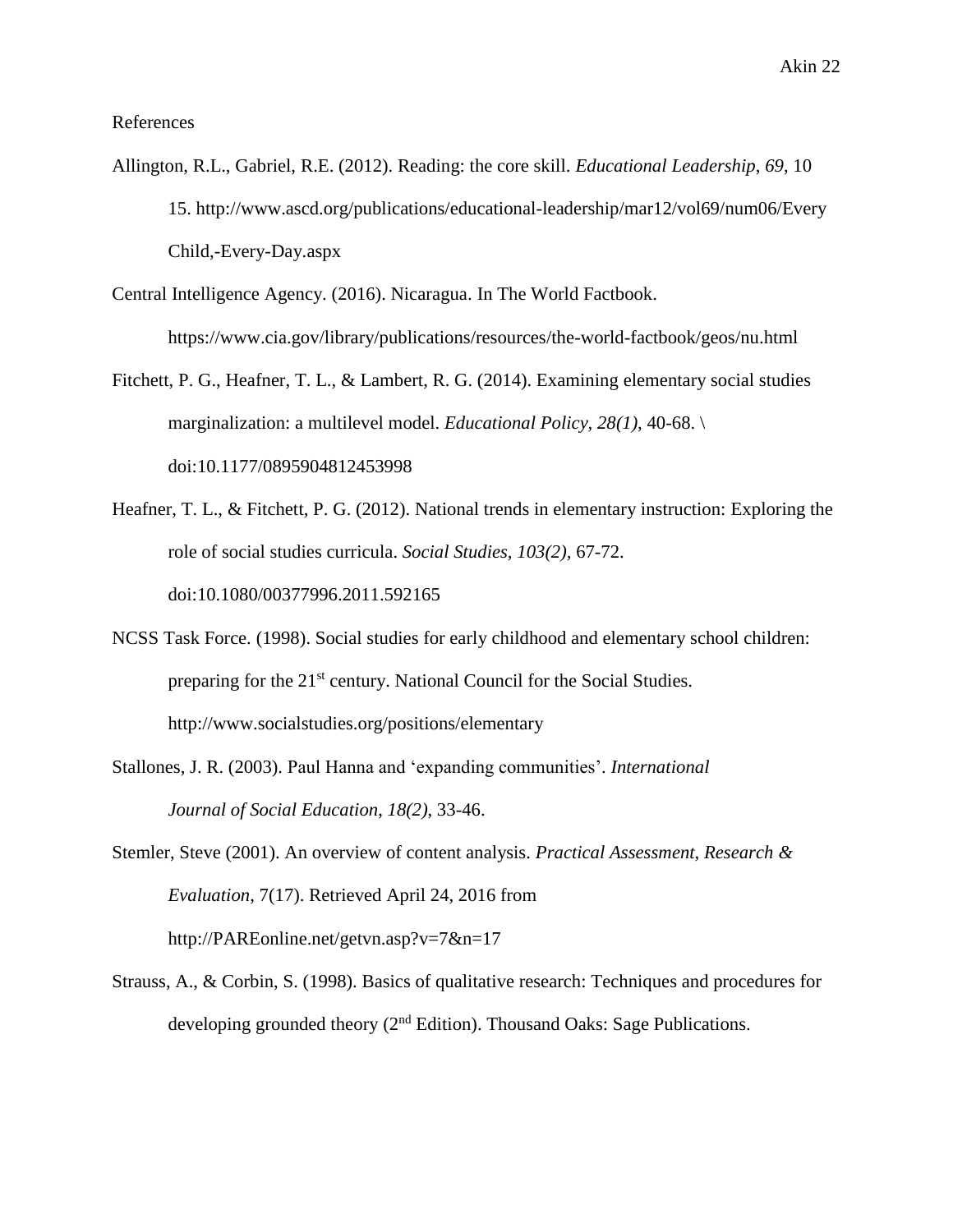References

Allington, R.L., Gabriel, R.E. (2012). Reading: the core skill. *Educational Leadership*, *69*, 10 15. http://www.ascd.org/publications/educational-leadership/mar12/vol69/num06/Every Child,-Every-Day.aspx

Central Intelligence Agency. (2016). Nicaragua. In The World Factbook. https://www.cia.gov/library/publications/resources/the-world-factbook/geos/nu.html

Fitchett, P. G., Heafner, T. L., & Lambert, R. G. (2014). Examining elementary social studies marginalization: a multilevel model. *Educational Policy, 28(1),* 40-68. \ doi:10.1177/0895904812453998

Heafner, T. L., & Fitchett, P. G. (2012). National trends in elementary instruction: Exploring the role of social studies curricula. *Social Studies, 103(2),* 67-72. doi:10.1080/00377996.2011.592165

NCSS Task Force. (1998). Social studies for early childhood and elementary school children: preparing for the 21st century. National Council for the Social Studies. http://www.socialstudies.org/positions/elementary

Stallones, J. R. (2003). Paul Hanna and 'expanding communities'. *International Journal of Social Education*, *18(2)*, 33-46.

Stemler, Steve (2001). An overview of content analysis. *Practical Assessment, Research & Evaluation*, 7(17). Retrieved April 24, 2016 from http://PAREonline.net/getvn.asp?v=7&n=17

Strauss, A., & Corbin, S. (1998). Basics of qualitative research: Techniques and procedures for developing grounded theory (2nd Edition). Thousand Oaks: Sage Publications.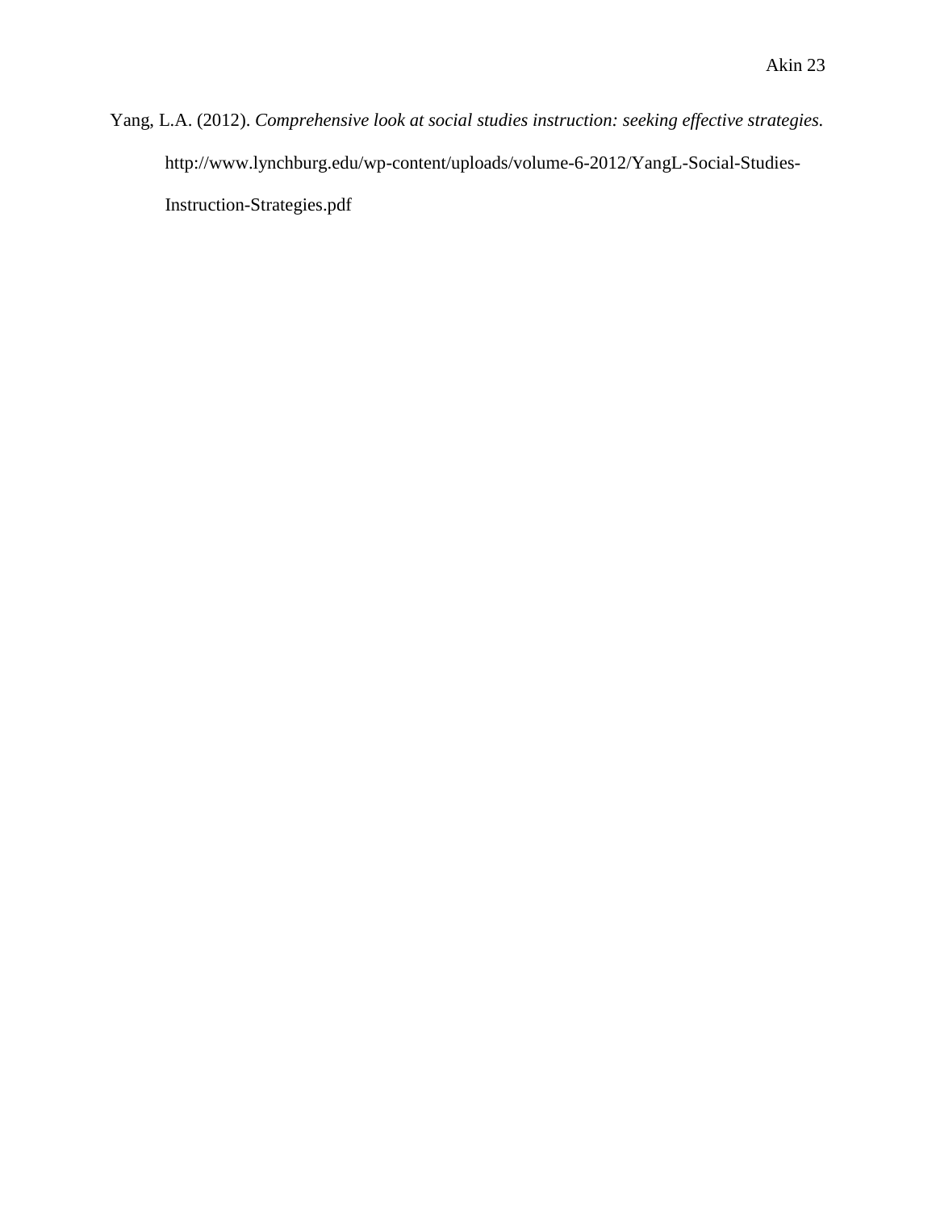Yang, L.A. (2012). *Comprehensive look at social studies instruction: seeking effective strategies.* http://www.lynchburg.edu/wp-content/uploads/volume-6-2012/YangL-Social-Studies-Instruction-Strategies.pdf